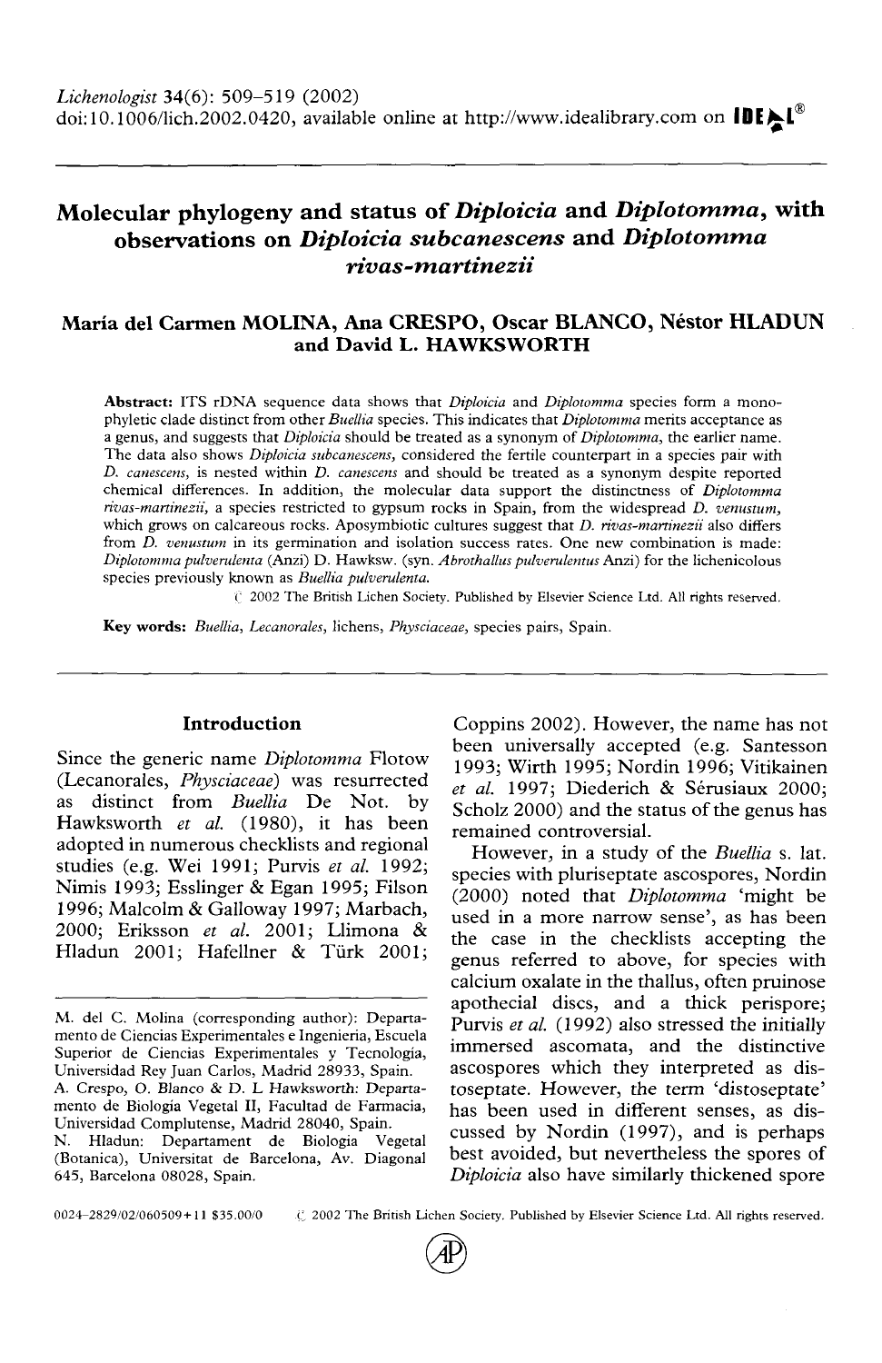*Lichenologist* 34(6): 509–519 (2002)
doi:10.1006/lich.2002.0420, available online at http://www.idealibrary.com on IDEAL®

# Molecular phylogeny and status of *Diploicia* and *Diplotomma*, with observations on *Diploicia subcanescens* and *Diplotomma rivas-martinezii*

**María del Carmen MOLINA, Ana CRESPO, Oscar BLANCO, Néstor HLADUN and David L. HAWKSWORTH**

**Abstract:** ITS rDNA sequence data shows that *Diploicia* and *Diplotomma* species form a monophyletic clade distinct from other *Buellia* species. This indicates that *Diplotomma* merits acceptance as a genus, and suggests that *Diploicia* should be treated as a synonym of *Diplotomma*, the earlier name. The data also shows *Diploicia subcanescens*, considered the fertile counterpart in a species pair with *D. canescens*, is nested within *D. canescens* and should be treated as a synonym despite reported chemical differences. In addition, the molecular data support the distinctness of *Diplotomma rivas-martinezii*, a species restricted to gypsum rocks in Spain, from the widespread *D. venustum*, which grows on calcareous rocks. Aposymbiotic cultures suggest that *D. rivas-martinezii* also differs from *D. venustum* in its germination and isolation success rates. One new combination is made: *Diplotomma pulverulenta* (Anzi) D. Hawksw. (syn. *Abrothallus pulverulentus* Anzi) for the lichenicolous species previously known as *Buellia pulverulenta*.

© 2002 The British Lichen Society. Published by Elsevier Science Ltd. All rights reserved.

**Key words:** *Buellia*, *Lecanorales*, lichens, *Physciaceae*, species pairs, Spain.

## Introduction

Since the generic name *Diplotomma* Flotow (Lecanorales, *Physciaceae*) was resurrected as distinct from *Buellia* De Not. by Hawksworth *et al.* (1980), it has been adopted in numerous checklists and regional studies (e.g. Wei 1991; Purvis *et al.* 1992; Nimis 1993; Esslinger & Egan 1995; Filson 1996; Malcolm & Galloway 1997; Marbach, 2000; Eriksson *et al.* 2001; Llimona & Hladun 2001; Hafellner & Türk 2001; Coppins 2002). However, the name has not been universally accepted (e.g. Santesson 1993; Wirth 1995; Nordin 1996; Vitikainen *et al.* 1997; Diederich & Sérusiaux 2000; Scholz 2000) and the status of the genus has remained controversial.

However, in a study of the *Buellia* s. lat. species with pluriseptate ascospores, Nordin (2000) noted that *Diplotomma* 'might be used in a more narrow sense', as has been the case in the checklists accepting the genus referred to above, for species with calcium oxalate in the thallus, often pruinose apothecial discs, and a thick perispore; Purvis *et al.* (1992) also stressed the initially immersed ascomata, and the distinctive ascospores which they interpreted as distoseptate. However, the term 'distoseptate' has been used in different senses, as discussed by Nordin (1997), and is perhaps best avoided, but nevertheless the spores of *Diploicia* also have similarly thickened spore

M. del C. Molina (corresponding author): Departamento de Ciencias Experimentales e Ingenieria, Escuela Superior de Ciencias Experimentales y Tecnologia, Universidad Rey Juan Carlos, Madrid 28933, Spain.
A. Crespo, O. Blanco & D. L Hawksworth: Departamento de Biología Vegetal II, Facultad de Farmacia, Universidad Complutense, Madrid 28040, Spain.
N. Hladun: Departament de Biologia Vegetal (Botanica), Universitat de Barcelona, Av. Diagonal 645, Barcelona 08028, Spain.

0024–2829/02/060509+11 $35.00/0 © 2002 The British Lichen Society. Published by Elsevier Science Ltd. All rights reserved.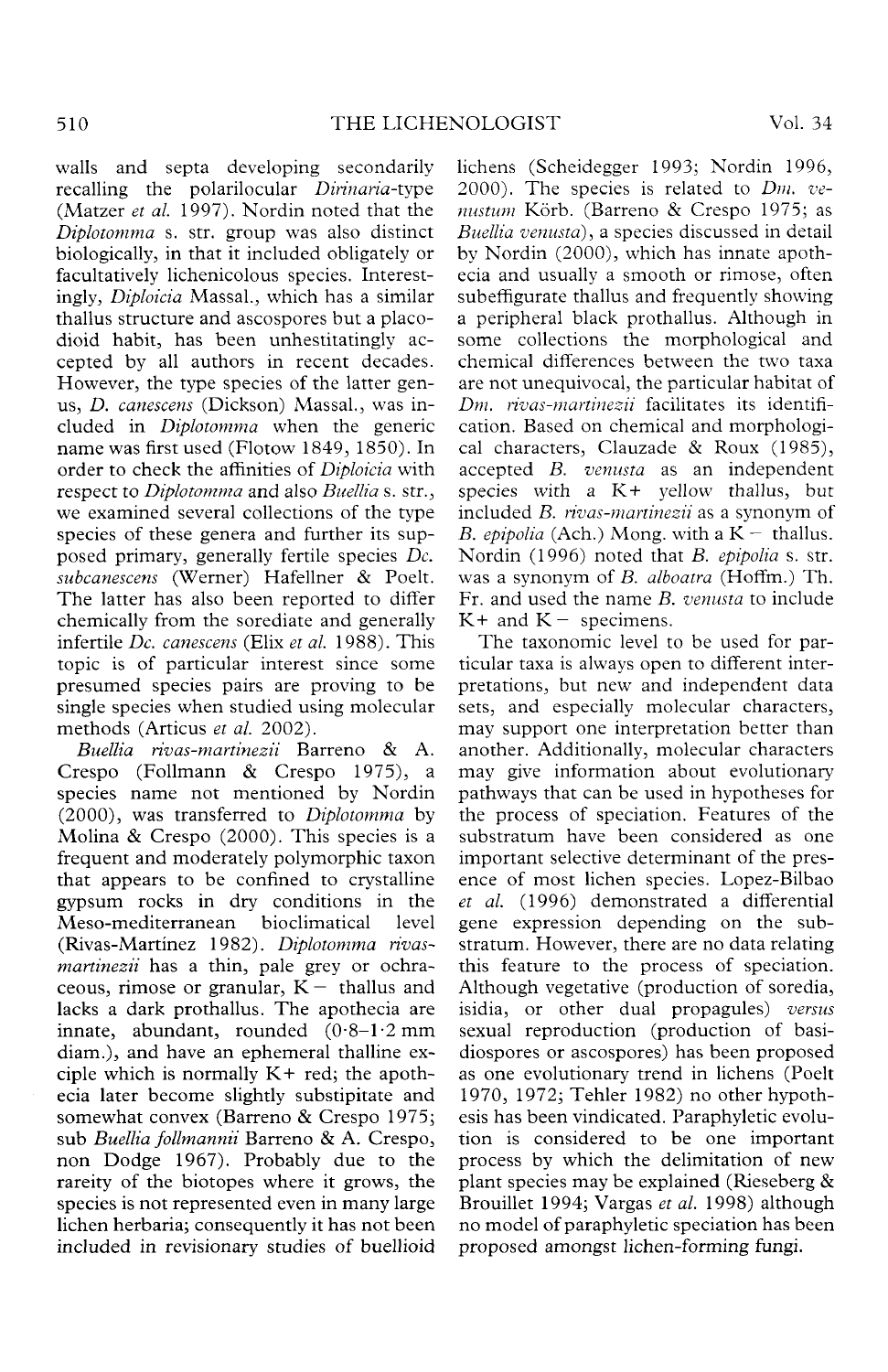walls and septa developing secondarily recalling the polarilocular *Dirinaria*-type (Matzer *et al.* 1997). Nordin noted that the *Diplotomma* s. str. group was also distinct biologically, in that it included obligately or facultatively lichenicolous species. Interestingly, *Diploicia* Massal., which has a similar thallus structure and ascospores but a placodioid habit, has been unhestitatingly accepted by all authors in recent decades. However, the type species of the latter genus, *D. canescens* (Dickson) Massal., was included in *Diplotomma* when the generic name was first used (Flotow 1849, 1850). In order to check the affinities of *Diploicia* with respect to *Diplotomma* and also *Buellia* s. str., we examined several collections of the type species of these genera and further its supposed primary, generally fertile species *Dc. subcanescens* (Werner) Hafellner & Poelt. The latter has also been reported to differ chemically from the sorediate and generally infertile *Dc. canescens* (Elix *et al.* 1988). This topic is of particular interest since some presumed species pairs are proving to be single species when studied using molecular methods (Articus *et al.* 2002).

*Buellia rivas-martinezii* Barreno & A. Crespo (Follmann & Crespo 1975), a species name not mentioned by Nordin (2000), was transferred to *Diplotomma* by Molina & Crespo (2000). This species is a frequent and moderately polymorphic taxon that appears to be confined to crystalline gypsum rocks in dry conditions in the Meso-mediterranean bioclimatical level (Rivas-Martínez 1982). *Diplotomma rivas-martinezii* has a thin, pale grey or ochraceous, rimose or granular, K− thallus and lacks a dark prothallus. The apothecia are innate, abundant, rounded (0·8–1·2 mm diam.), and have an ephemeral thalline exciple which is normally K+ red; the apothecia later become slightly substipitate and somewhat convex (Barreno & Crespo 1975; sub *Buellia follmannii* Barreno & A. Crespo, non Dodge 1967). Probably due to the rareity of the biotopes where it grows, the species is not represented even in many large lichen herbaria; consequently it has not been included in revisionary studies of buellioid lichens (Scheidegger 1993; Nordin 1996, 2000). The species is related to *Dm. venustum* Körb. (Barreno & Crespo 1975; as *Buellia venusta*), a species discussed in detail by Nordin (2000), which has innate apothecia and usually a smooth or rimose, often subeffigurate thallus and frequently showing a peripheral black prothallus. Although in some collections the morphological and chemical differences between the two taxa are not unequivocal, the particular habitat of *Dm. rivas-martinezii* facilitates its identification. Based on chemical and morphological characters, Clauzade & Roux (1985), accepted *B. venusta* as an independent species with a K+ yellow thallus, but included *B. rivas-martinezii* as a synonym of *B. epipolia* (Ach.) Mong. with a K− thallus. Nordin (1996) noted that *B. epipolia* s. str. was a synonym of *B. alboatra* (Hoffm.) Th. Fr. and used the name *B. venusta* to include K+ and K− specimens.

The taxonomic level to be used for particular taxa is always open to different interpretations, but new and independent data sets, and especially molecular characters, may support one interpretation better than another. Additionally, molecular characters may give information about evolutionary pathways that can be used in hypotheses for the process of speciation. Features of the substratum have been considered as one important selective determinant of the presence of most lichen species. Lopez-Bilbao *et al.* (1996) demonstrated a differential gene expression depending on the substratum. However, there are no data relating this feature to the process of speciation. Although vegetative (production of soredia, isidia, or other dual propagules) *versus* sexual reproduction (production of basidiospores or ascospores) has been proposed as one evolutionary trend in lichens (Poelt 1970, 1972; Tehler 1982) no other hypothesis has been vindicated. Paraphyletic evolution is considered to be one important process by which the delimitation of new plant species may be explained (Rieseberg & Brouillet 1994; Vargas *et al.* 1998) although no model of paraphyletic speciation has been proposed amongst lichen-forming fungi.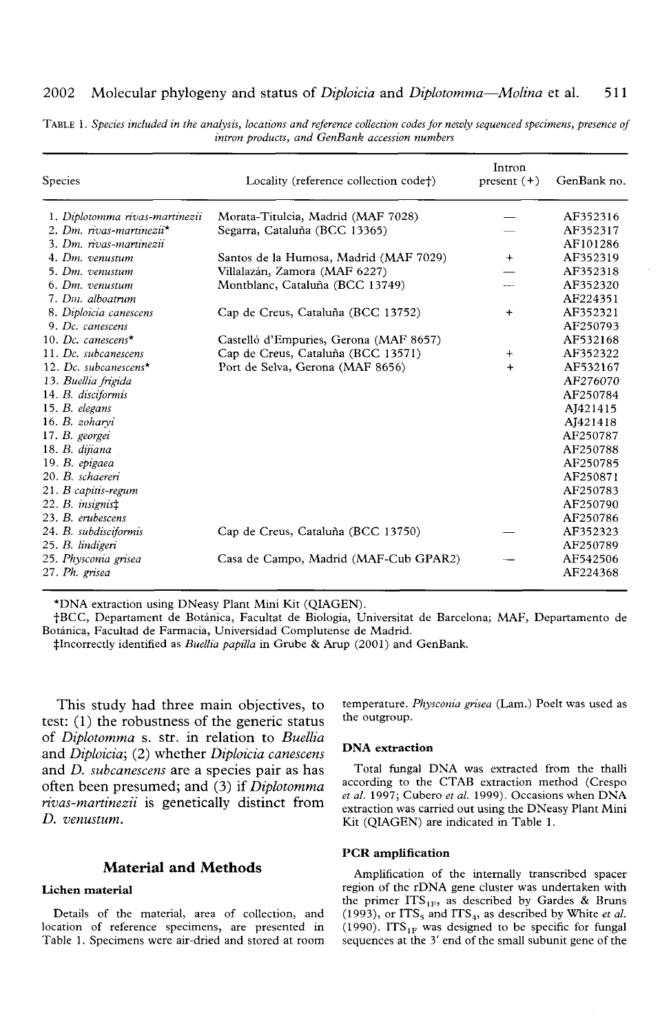TABLE 1. *Species included in the analysis, locations and reference collection codes for newly sequenced specimens, presence of intron products, and GenBank accession numbers*

| Species | Locality (reference collection code†) | Intron present (+) | GenBank no. |
|---|---|---|---|
| 1. *Diplotomma rivas-martinezii* | Morata-Titulcia, Madrid (MAF 7028) | — | AF352316 |
| 2. *Dm. rivas-martinezii** | Segarra, Cataluña (BCC 13365) | — | AF352317 |
| 3. *Dm. rivas-martinezii* | | | AF101286 |
| 4. *Dm. venustum* | Santos de la Humosa, Madrid (MAF 7029) | + | AF352319 |
| 5. *Dm. venustum* | Villalazán, Zamora (MAF 6227) | — | AF352318 |
| 6. *Dm. venustum* | Montblanc, Cataluña (BCC 13749) | — | AF352320 |
| 7. *Dm. alboatrum* | | | AF224351 |
| 8. *Diploicia canescens* | Cap de Creus, Cataluña (BCC 13752) | + | AF352321 |
| 9. *Dc. canescens* | | | AF250793 |
| 10. *Dc. canescens** | Castelló d'Empuries, Gerona (MAF 8657) | | AF532168 |
| 11. *Dc. subcanescens* | Cap de Creus, Cataluña (BCC 13571) | + | AF352322 |
| 12. *Dc. subcanescens** | Port de Selva, Gerona (MAF 8656) | + | AF532167 |
| 13. *Buellia frigida* | | | AF276070 |
| 14. *B. disciformis* | | | AF250784 |
| 15. *B. elegans* | | | AJ421415 |
| 16. *B. zoharyi* | | | AJ421418 |
| 17. *B. georgei* | | | AF250787 |
| 18. *B. dijiana* | | | AF250788 |
| 19. *B. epigaea* | | | AF250785 |
| 20. *B. schaereri* | | | AF250871 |
| 21. *B capitis-regum* | | | AF250783 |
| 22. *B. insignis*‡ | | | AF250790 |
| 23. *B. erubescens* | | | AF250786 |
| 24. *B. subdisciformis* | Cap de Creus, Cataluña (BCC 13750) | — | AF352323 |
| 25. *B. lindigeri* | | | AF250789 |
| 25. *Physconia grisea* | Casa de Campo, Madrid (MAF-Cub GPAR2) | — | AF542506 |
| 27. *Ph. grisea* | | | AF224368 |

*DNA extraction using DNeasy Plant Mini Kit (QIAGEN).

†BCC, Departament de Botánica, Facultat de Biología, Universitat de Barcelona; MAF, Departamento de Botánica, Facultad de Farmacia, Universidad Complutense de Madrid.

‡Incorrectly identified as *Buellia papilla* in Grube & Arup (2001) and GenBank.

This study had three main objectives, to test: (1) the robustness of the generic status of *Diplotomma* s. str. in relation to *Buellia* and *Diploicia*; (2) whether *Diploicia canescens* and *D. subcanescens* are a species pair as has often been presumed; and (3) if *Diplotomma rivas-martinezii* is genetically distinct from *D. venustum*.

## Material and Methods

### Lichen material

Details of the material, area of collection, and location of reference specimens, are presented in Table 1. Specimens were air-dried and stored at room temperature. *Physconia grisea* (Lam.) Poelt was used as the outgroup.

### DNA extraction

Total fungal DNA was extracted from the thalli according to the CTAB extraction method (Crespo *et al.* 1997; Cubero *et al.* 1999). Occasions when DNA extraction was carried out using the DNeasy Plant Mini Kit (QIAGEN) are indicated in Table 1.

### PCR amplification

Amplification of the internally transcribed spacer region of the rDNA gene cluster was undertaken with the primer $ITS_{1F}$, as described by Gardes & Bruns (1993), or $ITS_5$ and $ITS_4$, as described by White *et al.* (1990). $ITS_{1F}$ was designed to be specific for fungal sequences at the 3′ end of the small subunit gene of the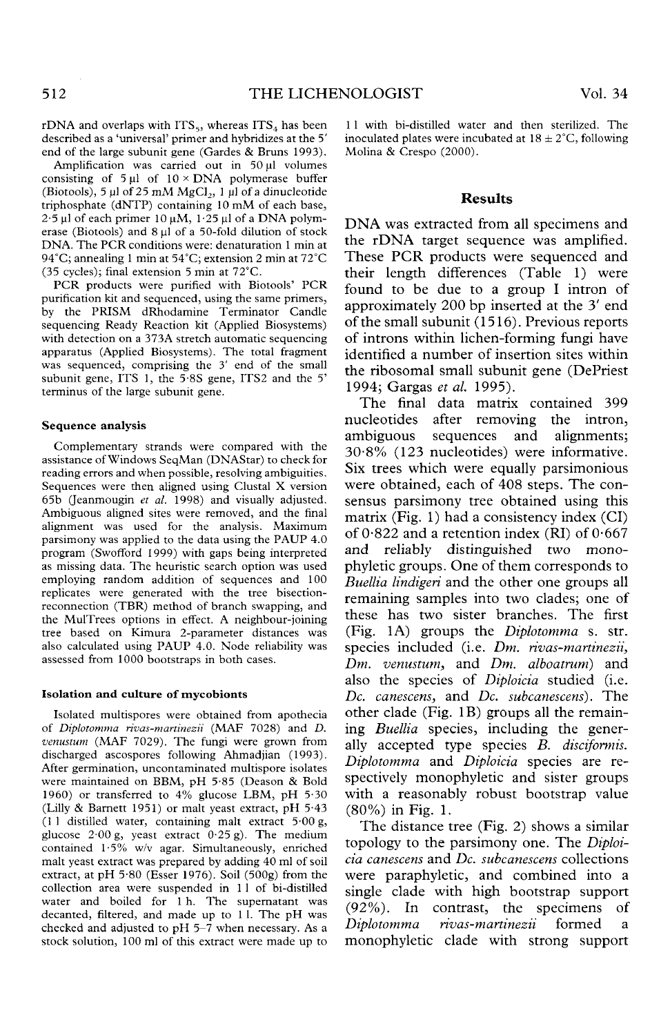rDNA and overlaps with $ITS_5$, whereas $ITS_4$ has been described as a 'universal' primer and hybridizes at the 5′ end of the large subunit gene (Gardes & Bruns 1993).

Amplification was carried out in 50 µl volumes consisting of 5 µl of 10 × DNA polymerase buffer (Biotools), 5 µl of 25 mM $MgCl_2$, 1 µl of a dinucleotide triphosphate (dNTP) containing 10 mM of each base, 2·5 µl of each primer 10 µM, 1·25 µl of a DNA polymerase (Biotools) and 8 µl of a 50-fold dilution of stock DNA. The PCR conditions were: denaturation 1 min at 94°C; annealing 1 min at 54°C; extension 2 min at 72°C (35 cycles); final extension 5 min at 72°C.

PCR products were purified with Biotools' PCR purification kit and sequenced, using the same primers, by the PRISM dRhodamine Terminator Candle sequencing Ready Reaction kit (Applied Biosystems) with detection on a 373A stretch automatic sequencing apparatus (Applied Biosystems). The total fragment was sequenced, comprising the 3′ end of the small subunit gene, ITS 1, the 5·8S gene, ITS2 and the 5′ terminus of the large subunit gene.

### Sequence analysis

Complementary strands were compared with the assistance of Windows SeqMan (DNAStar) to check for reading errors and when possible, resolving ambiguities. Sequences were then aligned using Clustal X version 65b (Jeanmougin *et al.* 1998) and visually adjusted. Ambiguous aligned sites were removed, and the final alignment was used for the analysis. Maximum parsimony was applied to the data using the PAUP 4.0 program (Swofford 1999) with gaps being interpreted as missing data. The heuristic search option was used employing random addition of sequences and 100 replicates were generated with the tree bisection-reconnection (TBR) method of branch swapping, and the MulTrees options in effect. A neighbour-joining tree based on Kimura 2-parameter distances was also calculated using PAUP 4.0. Node reliability was assessed from 1000 bootstraps in both cases.

### Isolation and culture of mycobionts

Isolated multispores were obtained from apothecia of *Diplotomma rivas-martinezii* (MAF 7028) and *D. venustum* (MAF 7029). The fungi were grown from discharged ascospores following Ahmadjian (1993). After germination, uncontaminated multispore isolates were maintained on BBM, pH 5·85 (Deason & Bold 1960) or transferred to 4% glucose LBM, pH 5·30 (Lilly & Barnett 1951) or malt yeast extract, pH 5·43 (1 l distilled water, containing malt extract 5·00 g, glucose 2·00 g, yeast extract 0·25 g). The medium contained 1·5% w/v agar. Simultaneously, enriched malt yeast extract was prepared by adding 40 ml of soil extract, at pH 5·80 (Esser 1976). Soil (500g) from the collection area were suspended in 1 l of bi-distilled water and boiled for 1 h. The supernatant was decanted, filtered, and made up to 1 l. The pH was checked and adjusted to pH 5–7 when necessary. As a stock solution, 100 ml of this extract were made up to 1 l with bi-distilled water and then sterilized. The inoculated plates were incubated at 18 ± 2°C, following Molina & Crespo (2000).

## Results

DNA was extracted from all specimens and the rDNA target sequence was amplified. These PCR products were sequenced and their length differences (Table 1) were found to be due to a group I intron of approximately 200 bp inserted at the 3′ end of the small subunit (1516). Previous reports of introns within lichen-forming fungi have identified a number of insertion sites within the ribosomal small subunit gene (DePriest 1994; Gargas *et al.* 1995).

The final data matrix contained 399 nucleotides after removing the intron, ambiguous sequences and alignments; 30·8% (123 nucleotides) were informative. Six trees which were equally parsimonious were obtained, each of 408 steps. The consensus parsimony tree obtained using this matrix (Fig. 1) had a consistency index (CI) of 0·822 and a retention index (RI) of 0·667 and reliably distinguished two monophyletic groups. One of them corresponds to *Buellia lindigeri* and the other one groups all remaining samples into two clades; one of these has two sister branches. The first (Fig. 1A) groups the *Diplotomma* s. str. species included (i.e. *Dm. rivas-martinezii*, *Dm. venustum*, and *Dm. alboatrum*) and also the species of *Diploicia* studied (i.e. *Dc. canescens*, and *Dc. subcanescens*). The other clade (Fig. 1B) groups all the remaining *Buellia* species, including the generally accepted type species *B. disciformis*. *Diplotomma* and *Diploicia* species are respectively monophyletic and sister groups with a reasonably robust bootstrap value (80%) in Fig. 1.

The distance tree (Fig. 2) shows a similar topology to the parsimony one. The *Diploicia canescens* and *Dc. subcanescens* collections were paraphyletic, and combined into a single clade with high bootstrap support (92%). In contrast, the specimens of *Diplotomma rivas-martinezii* formed a monophyletic clade with strong support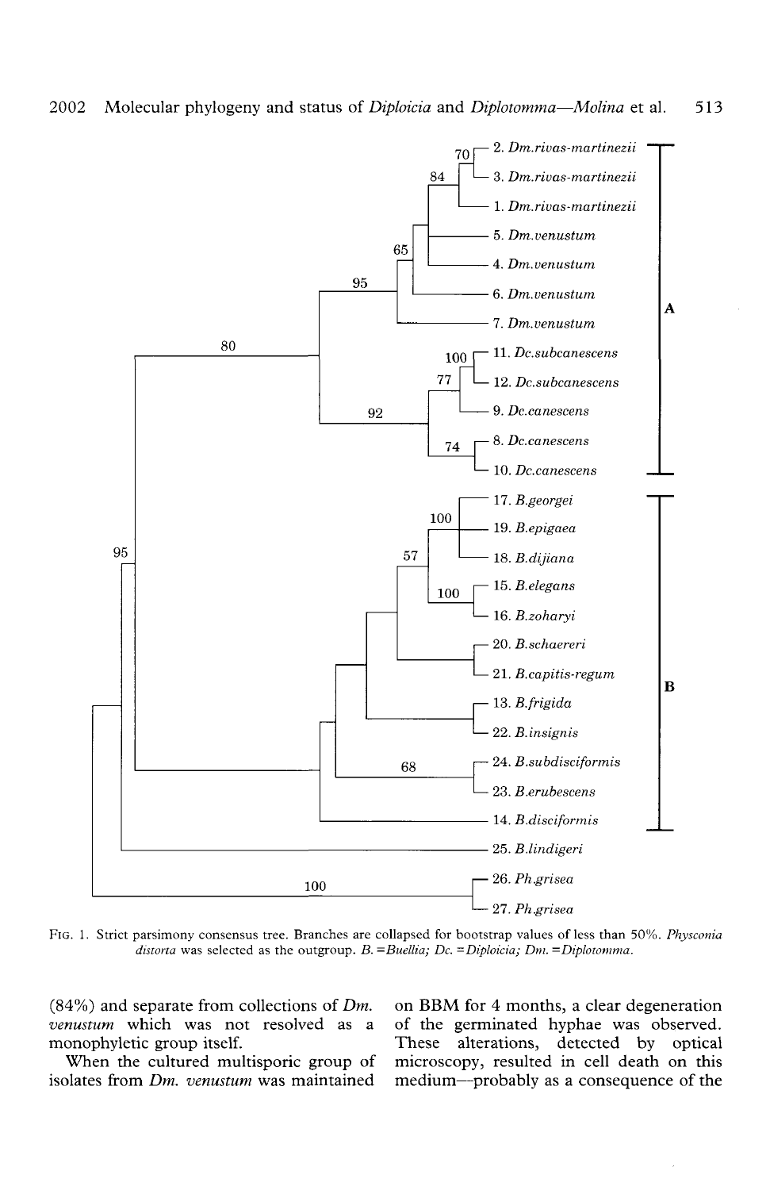FIG. 1. Strict parsimony consensus tree. Branches are collapsed for bootstrap values of less than 50%. *Physconia distorta* was selected as the outgroup. *B.* = *Buellia*; *Dc.* = *Diploicia*; *Dm.* = *Diplotomma*.

(84%) and separate from collections of *Dm. venustum* which was not resolved as a monophyletic group itself.

When the cultured multisporic group of isolates from *Dm. venustum* was maintained on BBM for 4 months, a clear degeneration of the germinated hyphae was observed. These alterations, detected by optical microscopy, resulted in cell death on this medium—probably as a consequence of the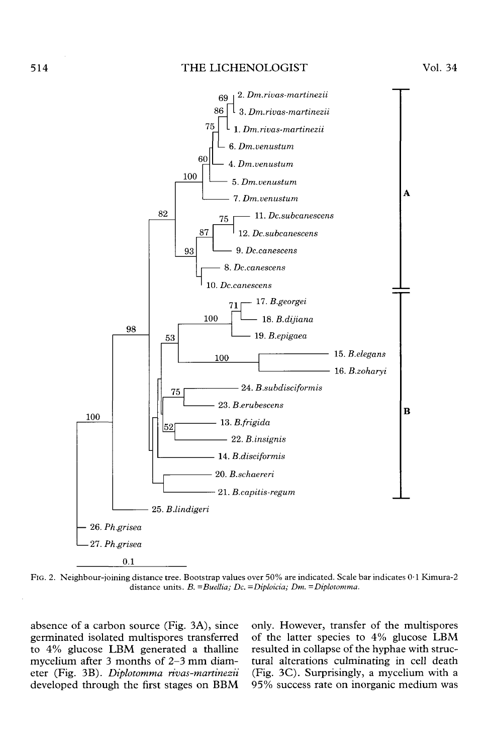FIG. 2. Neighbour-joining distance tree. Bootstrap values over 50% are indicated. Scale bar indicates 0·1 Kimura-2 distance units. *B.* = *Buellia; Dc.* = *Diploicia; Dm.* = *Diplotomma.*

absence of a carbon source (Fig. 3A), since germinated isolated multispores transferred to 4% glucose LBM generated a thalline mycelium after 3 months of 2–3 mm diameter (Fig. 3B). *Diplotomma rivas-martinezii* developed through the first stages on BBM only. However, transfer of the multispores of the latter species to 4% glucose LBM resulted in collapse of the hyphae with structural alterations culminating in cell death (Fig. 3C). Surprisingly, a mycelium with a 95% success rate on inorganic medium was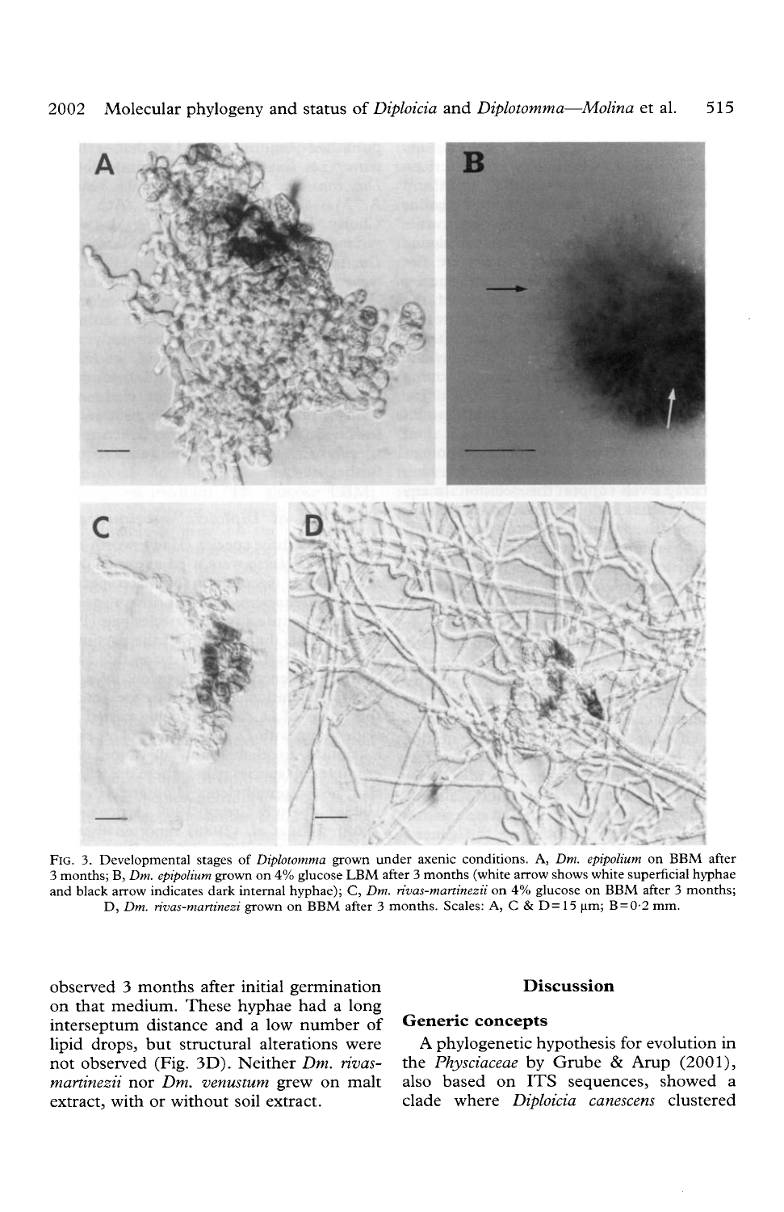FIG. 3. Developmental stages of *Diplotomma* grown under axenic conditions. A, *Dm. epipolium* on BBM after 3 months; B, *Dm. epipolium* grown on 4% glucose LBM after 3 months (white arrow shows white superficial hyphae and black arrow indicates dark internal hyphae); C, *Dm. rivas-martinezii* on 4% glucose on BBM after 3 months; D, *Dm. rivas-martinezi* grown on BBM after 3 months. Scales: A, C & D=15 μm; B=0·2 mm.

observed 3 months after initial germination on that medium. These hyphae had a long interseptum distance and a low number of lipid drops, but structural alterations were not observed (Fig. 3D). Neither *Dm. rivas-martinezii* nor *Dm. venustum* grew on malt extract, with or without soil extract.

## Discussion

### Generic concepts

A phylogenetic hypothesis for evolution in the *Physciaceae* by Grube & Arup (2001), also based on ITS sequences, showed a clade where *Diploicia canescens* clustered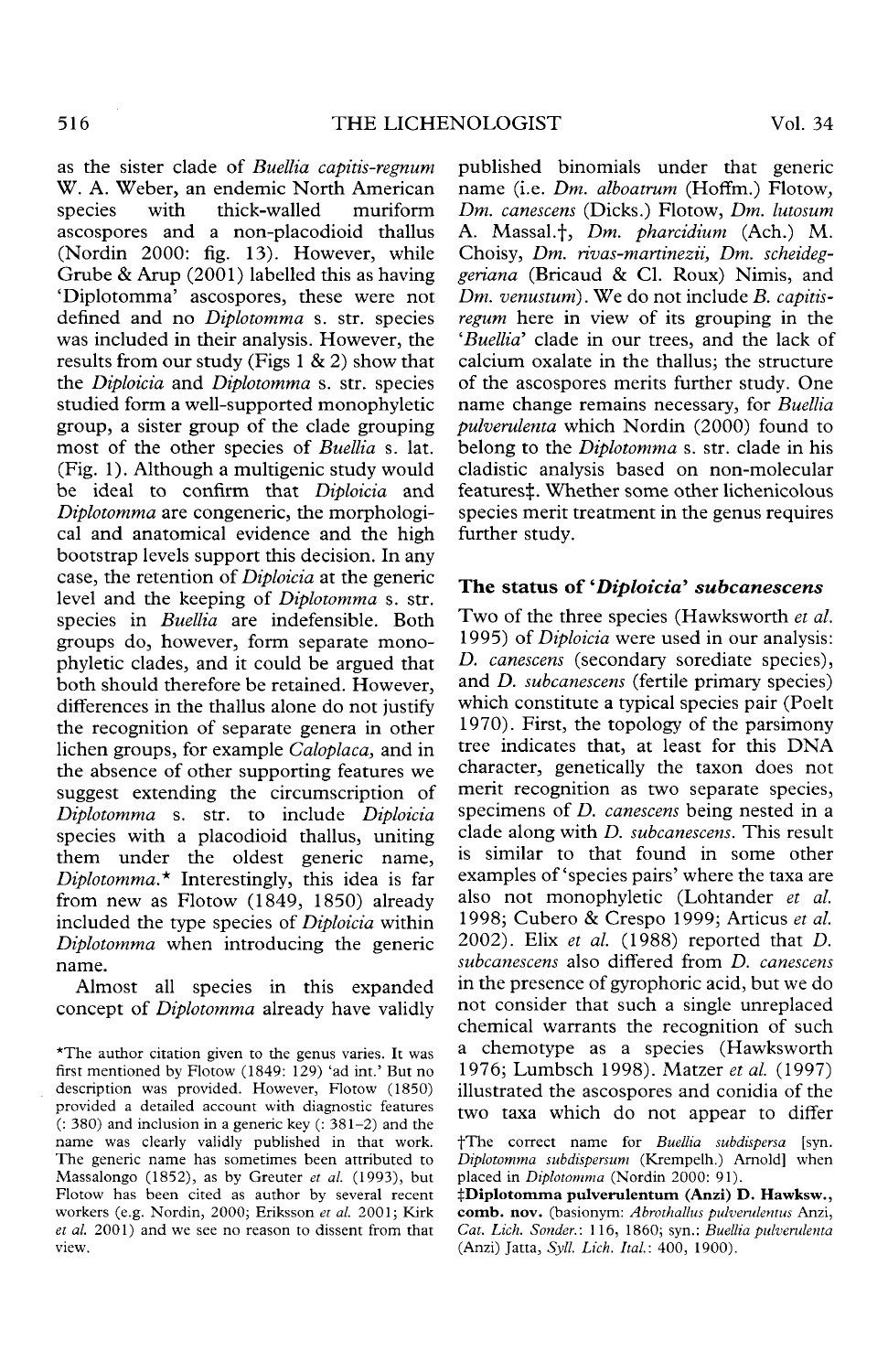as the sister clade of *Buellia capitis-regnum* W. A. Weber, an endemic North American species with thick-walled muriform ascospores and a non-placodioid thallus (Nordin 2000: fig. 13). However, while Grube & Arup (2001) labelled this as having 'Diplotomma' ascospores, these were not defined and no *Diplotomma* s. str. species was included in their analysis. However, the results from our study (Figs 1 & 2) show that the *Diploicia* and *Diplotomma* s. str. species studied form a well-supported monophyletic group, a sister group of the clade grouping most of the other species of *Buellia* s. lat. (Fig. 1). Although a multigenic study would be ideal to confirm that *Diploicia* and *Diplotomma* are congeneric, the morphological and anatomical evidence and the high bootstrap levels support this decision. In any case, the retention of *Diploicia* at the generic level and the keeping of *Diplotomma* s. str. species in *Buellia* are indefensible. Both groups do, however, form separate monophyletic clades, and it could be argued that both should therefore be retained. However, differences in the thallus alone do not justify the recognition of separate genera in other lichen groups, for example *Caloplaca*, and in the absence of other supporting features we suggest extending the circumscription of *Diplotomma* s. str. to include *Diploicia* species with a placodioid thallus, uniting them under the oldest generic name, *Diplotomma*.* Interestingly, this idea is far from new as Flotow (1849, 1850) already included the type species of *Diploicia* within *Diplotomma* when introducing the generic name.

Almost all species in this expanded concept of *Diplotomma* already have validly published binomials under that generic name (i.e. *Dm. alboatrum* (Hoffm.) Flotow, *Dm. canescens* (Dicks.) Flotow, *Dm. lutosum* A. Massal.†, *Dm. pharcidium* (Ach.) M. Choisy, *Dm. rivas-martinezii*, *Dm. scheideggeriana* (Bricaud & Cl. Roux) Nimis, and *Dm. venustum*). We do not include *B. capitis-regum* here in view of its grouping in the '*Buellia*' clade in our trees, and the lack of calcium oxalate in the thallus; the structure of the ascospores merits further study. One name change remains necessary, for *Buellia pulverulenta* which Nordin (2000) found to belong to the *Diplotomma* s. str. clade in his cladistic analysis based on non-molecular features‡. Whether some other lichenicolous species merit treatment in the genus requires further study.

## The status of '*Diploicia*' *subcanescens*

Two of the three species (Hawksworth *et al.* 1995) of *Diploicia* were used in our analysis: *D. canescens* (secondary sorediate species), and *D. subcanescens* (fertile primary species) which constitute a typical species pair (Poelt 1970). First, the topology of the parsimony tree indicates that, at least for this DNA character, genetically the taxon does not merit recognition as two separate species, specimens of *D. canescens* being nested in a clade along with *D. subcanescens*. This result is similar to that found in some other examples of 'species pairs' where the taxa are also not monophyletic (Lohtander *et al.* 1998; Cubero & Crespo 1999; Articus *et al.* 2002). Elix *et al.* (1988) reported that *D. subcanescens* also differed from *D. canescens* in the presence of gyrophoric acid, but we do not consider that such a single unreplaced chemical warrants the recognition of such a chemotype as a species (Hawksworth 1976; Lumbsch 1998). Matzer *et al.* (1997) illustrated the ascospores and conidia of the two taxa which do not appear to differ

*The author citation given to the genus varies. It was first mentioned by Flotow (1849: 129) 'ad int.' But no description was provided. However, Flotow (1850) provided a detailed account with diagnostic features (: 380) and inclusion in a generic key (: 381–2) and the name was clearly validly published in that work. The generic name has sometimes been attributed to Massalongo (1852), as by Greuter *et al.* (1993), but Flotow has been cited as author by several recent workers (e.g. Nordin, 2000; Eriksson *et al.* 2001; Kirk *et al.* 2001) and we see no reason to dissent from that view.

†The correct name for *Buellia subdispersa* [syn. *Diplotomma subdispersum* (Krempelh.) Arnold] when placed in *Diplotomma* (Nordin 2000: 91).

‡**Diplotomma pulverulentum (Anzi) D. Hawksw., comb. nov.** (basionym: *Abrothallus pulverulentus* Anzi, *Cat. Lich. Sonder.*: 116, 1860; syn.: *Buellia pulverulenta* (Anzi) Jatta, *Syll. Lich. Ital.*: 400, 1900).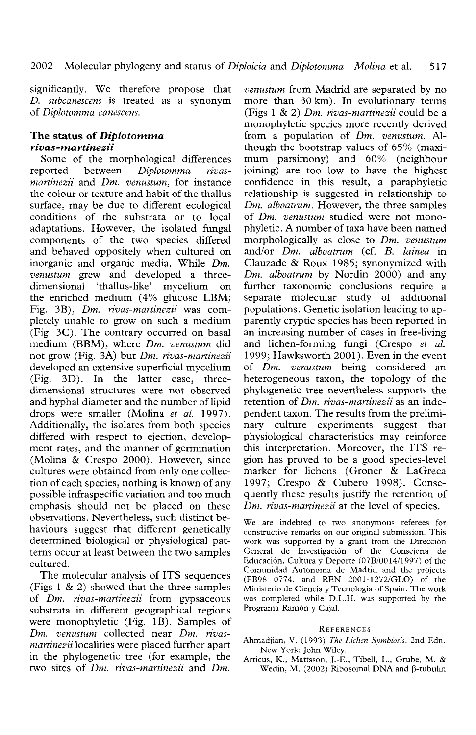significantly. We therefore propose that *D. subcanescens* is treated as a synonym of *Diplotomma canescens.*

### The status of *Diplotomma rivas-martinezii*

Some of the morphological differences reported between *Diplotomma rivas-martinezii* and *Dm. venustum*, for instance the colour or texture and habit of the thallus surface, may be due to different ecological conditions of the substrata or to local adaptations. However, the isolated fungal components of the two species differed and behaved oppositely when cultured on inorganic and organic media. While *Dm. venustum* grew and developed a three-dimensional 'thallus-like' mycelium on the enriched medium (4% glucose LBM; Fig. 3B), *Dm. rivas-martinezii* was completely unable to grow on such a medium (Fig. 3C). The contrary occurred on basal medium (BBM), where *Dm. venustum* did not grow (Fig. 3A) but *Dm. rivas-martinezii* developed an extensive superficial mycelium (Fig. 3D). In the latter case, three-dimensional structures were not observed and hyphal diameter and the number of lipid drops were smaller (Molina *et al.* 1997). Additionally, the isolates from both species differed with respect to ejection, development rates, and the manner of germination (Molina & Crespo 2000). However, since cultures were obtained from only one collection of each species, nothing is known of any possible infraspecific variation and too much emphasis should not be placed on these observations. Nevertheless, such distinct behaviours suggest that different genetically determined biological or physiological patterns occur at least between the two samples cultured.

The molecular analysis of ITS sequences (Figs 1 & 2) showed that the three samples of *Dm. rivas-martinezii* from gypsaceous substrata in different geographical regions were monophyletic (Fig. 1B). Samples of *Dm. venustum* collected near *Dm. rivas-martinezii* localities were placed further apart in the phylogenetic tree (for example, the two sites of *Dm. rivas-martinezii* and *Dm. venustum* from Madrid are separated by no more than 30 km). In evolutionary terms (Figs 1 & 2) *Dm. rivas-martinezii* could be a monophyletic species more recently derived from a population of *Dm. venustum*. Although the bootstrap values of 65% (maximum parsimony) and 60% (neighbour joining) are too low to have the highest confidence in this result, a paraphyletic relationship is suggested in relationship to *Dm. alboatrum*. However, the three samples of *Dm. venustum* studied were not monophyletic. A number of taxa have been named morphologically as close to *Dm. venustum* and/or *Dm. alboatrum* (cf. *B. lainea* in Clauzade & Roux 1985; synonymized with *Dm. alboatrum* by Nordin 2000) and any further taxonomic conclusions require a separate molecular study of additional populations. Genetic isolation leading to apparently cryptic species has been reported in an increasing number of cases in free-living and lichen-forming fungi (Crespo *et al.* 1999; Hawksworth 2001). Even in the event of *Dm. venustum* being considered an heterogeneous taxon, the topology of the phylogenetic tree nevertheless supports the retention of *Dm. rivas-martinezii* as an independent taxon. The results from the preliminary culture experiments suggest that physiological characteristics may reinforce this interpretation. Moreover, the ITS region has proved to be a good species-level marker for lichens (Groner & LaGreca 1997; Crespo & Cubero 1998). Consequently these results justify the retention of *Dm. rivas-martinezii* at the level of species.

We are indebted to two anonymous referees for constructive remarks on our original submission. This work was supported by a grant from the Dirección General de Investigación of the Consejería de Educación, Cultura y Deporte (07B/0014/1997) of the Comunidad Autónoma de Madrid and the projects (PB98 0774, and REN 2001-1272/GLO) of the Ministerio de Ciencia y Tecnología of Spain. The work was completed while D.L.H. was supported by the Programa Ramón y Cajal.

## References

Ahmadjian, V. (1993) *The Lichen Symbiosis.* 2nd Edn. New York: John Wiley.

Articus, K., Mattsson, J.-E., Tibell, L., Grube, M. & Wedin, M. (2002) Ribosomal DNA and β-tubulin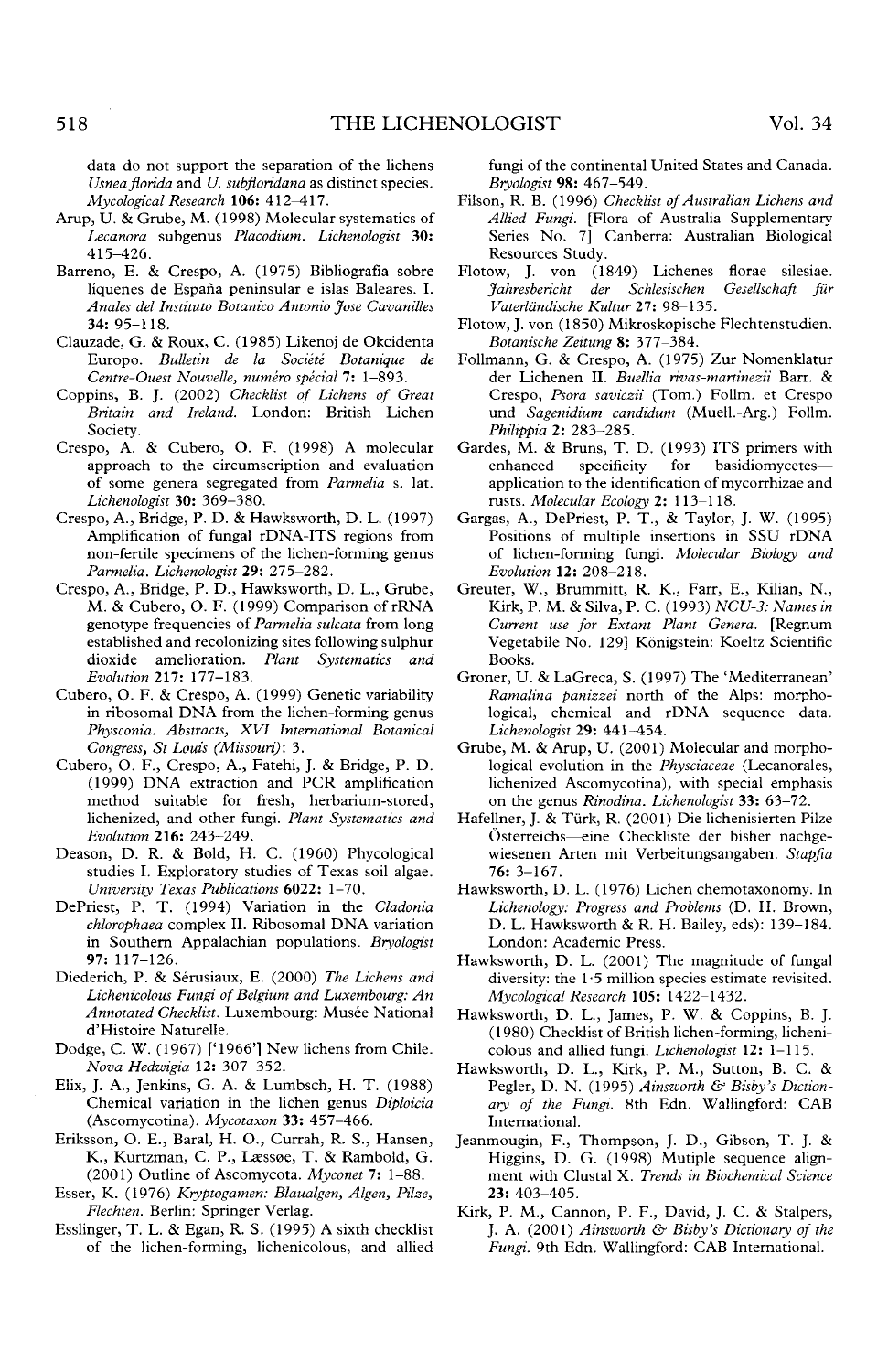data do not support the separation of the lichens *Usnea florida* and *U. subfloridana* as distinct species. *Mycological Research* **106:** 412–417.

Arup, U. & Grube, M. (1998) Molecular systematics of *Lecanora* subgenus *Placodium*. *Lichenologist* **30:** 415–426.

Barreno, E. & Crespo, A. (1975) Bibliografía sobre líquenes de España peninsular e islas Baleares. I. *Anales del Instituto Botanico Antonio Jose Cavanilles* **34:** 95–118.

Clauzade, G. & Roux, C. (1985) Likenoj de Okcidenta Europo. *Bulletin de la Société Botanique de Centre-Ouest Nouvelle, numéro spécial* **7:** 1–893.

Coppins, B. J. (2002) *Checklist of Lichens of Great Britain and Ireland*. London: British Lichen Society.

Crespo, A. & Cubero, O. F. (1998) A molecular approach to the circumscription and evaluation of some genera segregated from *Parmelia* s. lat. *Lichenologist* **30:** 369–380.

Crespo, A., Bridge, P. D. & Hawksworth, D. L. (1997) Amplification of fungal rDNA-ITS regions from non-fertile specimens of the lichen-forming genus *Parmelia*. *Lichenologist* **29:** 275–282.

Crespo, A., Bridge, P. D., Hawksworth, D. L., Grube, M. & Cubero, O. F. (1999) Comparison of rRNA genotype frequencies of *Parmelia sulcata* from long established and recolonizing sites following sulphur dioxide amelioration. *Plant Systematics and Evolution* **217:** 177–183.

Cubero, O. F. & Crespo, A. (1999) Genetic variability in ribosomal DNA from the lichen-forming genus *Physconia*. *Abstracts, XVI International Botanical Congress, St Louis (Missouri)*: 3.

Cubero, O. F., Crespo, A., Fatehi, J. & Bridge, P. D. (1999) DNA extraction and PCR amplification method suitable for fresh, herbarium-stored, lichenized, and other fungi. *Plant Systematics and Evolution* **216:** 243–249.

Deason, D. R. & Bold, H. C. (1960) Phycological studies I. Exploratory studies of Texas soil algae. *University Texas Publications* **6022:** 1–70.

DePriest, P. T. (1994) Variation in the *Cladonia chlorophaea* complex II. Ribosomal DNA variation in Southern Appalachian populations. *Bryologist* **97:** 117–126.

Diederich, P. & Sérusiaux, E. (2000) *The Lichens and Lichenicolous Fungi of Belgium and Luxembourg: An Annotated Checklist*. Luxembourg: Musée National d'Histoire Naturelle.

Dodge, C. W. (1967) ['1966'] New lichens from Chile. *Nova Hedwigia* **12:** 307–352.

Elix, J. A., Jenkins, G. A. & Lumbsch, H. T. (1988) Chemical variation in the lichen genus *Diploicia* (Ascomycotina). *Mycotaxon* **33:** 457–466.

Eriksson, O. E., Baral, H. O., Currah, R. S., Hansen, K., Kurtzman, C. P., Læssøe, T. & Rambold, G. (2001) Outline of Ascomycota. *Myconet* **7:** 1–88.

Esser, K. (1976) *Kryptogamen: Blaualgen, Algen, Pilze, Flechten*. Berlin: Springer Verlag.

Esslinger, T. L. & Egan, R. S. (1995) A sixth checklist of the lichen-forming, lichenicolous, and allied fungi of the continental United States and Canada. *Bryologist* **98:** 467–549.

Filson, R. B. (1996) *Checklist of Australian Lichens and Allied Fungi*. [Flora of Australia Supplementary Series No. 7] Canberra: Australian Biological Resources Study.

Flotow, J. von (1849) Lichenes florae silesiae. *Jahresbericht der Schlesischen Gesellschaft für Vaterländische Kultur* **27:** 98–135.

Flotow, J. von (1850) Mikroskopische Flechtenstudien. *Botanische Zeitung* **8:** 377–384.

Follmann, G. & Crespo, A. (1975) Zur Nomenklatur der Lichenen II. *Buellia rivas-martinezii* Barr. & Crespo, *Psora saviczii* (Tom.) Follm. et Crespo und *Sagenidium candidum* (Muell.-Arg.) Follm. *Philippia* **2:** 283–285.

Gardes, M. & Bruns, T. D. (1993) ITS primers with enhanced specificity for basidiomycetes—application to the identification of mycorrhizae and rusts. *Molecular Ecology* **2:** 113–118.

Gargas, A., DePriest, P. T., & Taylor, J. W. (1995) Positions of multiple insertions in SSU rDNA of lichen-forming fungi. *Molecular Biology and Evolution* **12:** 208–218.

Greuter, W., Brummitt, R. K., Farr, E., Kilian, N., Kirk, P. M. & Silva, P. C. (1993) *NCU-3: Names in Current use for Extant Plant Genera*. [Regnum Vegetabile No. 129] Königstein: Koeltz Scientific Books.

Groner, U. & LaGreca, S. (1997) The 'Mediterranean' *Ramalina panizzei* north of the Alps: morphological, chemical and rDNA sequence data. *Lichenologist* **29:** 441–454.

Grube, M. & Arup, U. (2001) Molecular and morphological evolution in the *Physciaceae* (Lecanorales, lichenized Ascomycotina), with special emphasis on the genus *Rinodina*. *Lichenologist* **33:** 63–72.

Hafellner, J. & Türk, R. (2001) Die lichenisierten Pilze Österreichs—eine Checkliste der bisher nachgewiesenen Arten mit Verbeitungsangaben. *Stapfia* **76:** 3–167.

Hawksworth, D. L. (1976) Lichen chemotaxonomy. In *Lichenology: Progress and Problems* (D. H. Brown, D. L. Hawksworth & R. H. Bailey, eds): 139–184. London: Academic Press.

Hawksworth, D. L. (2001) The magnitude of fungal diversity: the 1·5 million species estimate revisited. *Mycological Research* **105:** 1422–1432.

Hawksworth, D. L., James, P. W. & Coppins, B. J. (1980) Checklist of British lichen-forming, lichenicolous and allied fungi. *Lichenologist* **12:** 1–115.

Hawksworth, D. L., Kirk, P. M., Sutton, B. C. & Pegler, D. N. (1995) *Ainsworth & Bisby's Dictionary of the Fungi*. 8th Edn. Wallingford: CAB International.

Jeanmougin, F., Thompson, J. D., Gibson, T. J. & Higgins, D. G. (1998) Mutiple sequence alignment with Clustal X. *Trends in Biochemical Science* **23:** 403–405.

Kirk, P. M., Cannon, P. F., David, J. C. & Stalpers, J. A. (2001) *Ainsworth & Bisby's Dictionary of the Fungi*. 9th Edn. Wallingford: CAB International.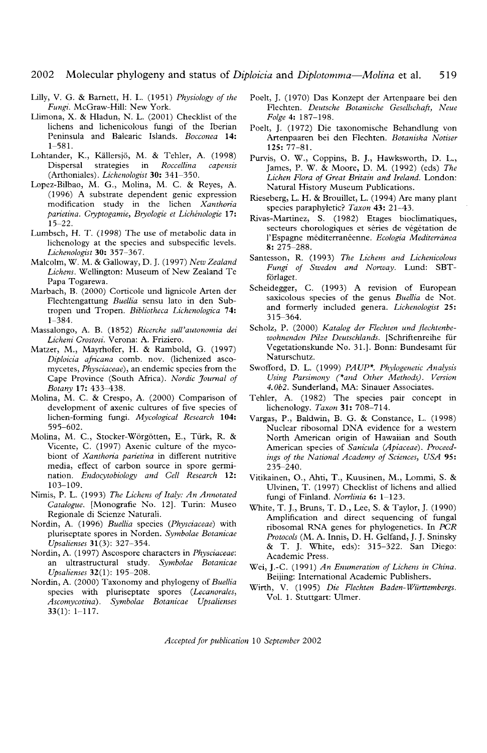Lilly, V. G. & Barnett, H. L. (1951) *Physiology of the Fungi*. McGraw-Hill: New York.

Llimona, X. & Hladun, N. L. (2001) Checklist of the lichens and lichenicolous fungi of the Iberian Peninsula and Balearic Islands. *Bocconea* **14:** 1–581.

Lohtander, K., Källersjö, M. & Tehler, A. (1998) Dispersal strategies in *Roccellina capensis* (Arthoniales). *Lichenologist* **30:** 341–350.

Lopez-Bilbao, M. G., Molina, M. C. & Reyes, A. (1996) A substrate dependent genic expression modification study in the lichen *Xanthoria parietina*. *Cryptogamie, Bryologie et Lichénologie* **17:** 15–22.

Lumbsch, H. T. (1998) The use of metabolic data in lichenology at the species and subspecific levels. *Lichenologist* **30:** 357–367.

Malcolm, W. M. & Galloway, D. J. (1997) *New Zealand Lichens*. Wellington: Museum of New Zealand Te Papa Togarewa.

Marbach, B. (2000) Corticole und lignicole Arten der Flechtengattung *Buellia* sensu lato in den Subtropen und Tropen. *Bibliotheca Lichenologica* **74:** 1–384.

Massalongo, A. B. (1852) *Ricerche sull'autonomia dei Licheni Crostosi*. Verona: A. Friziero.

Matzer, M., Mayrhofer, H. & Rambold, G. (1997) *Diploicia africana* comb. nov. (lichenized ascomycetes, *Physciaceae*), an endemic species from the Cape Province (South Africa). *Nordic Journal of Botany* **17:** 433–438.

Molina, M. C. & Crespo, A. (2000) Comparison of development of axenic cultures of five species of lichen-forming fungi. *Mycological Research* **104:** 595–602.

Molina, M. C., Stocker-Wörgötten, E., Türk, R. & Vicente, C. (1997) Axenic culture of the mycobiont of *Xanthoria parietina* in different nutritive media, effect of carbon source in spore germination. *Endocytobiology and Cell Research* **12:** 103–109.

Nimis, P. L. (1993) *The Lichens of Italy: An Annotated Catalogue*. [Monografie No. 12]. Turin: Museo Regionale di Scienze Naturali.

Nordin, A. (1996) *Buellia* species (*Physciaceae*) with pluriseptate spores in Norden. *Symbolae Botanicae Upsalienses* **31**(3): 327–354.

Nordin, A. (1997) Ascospore characters in *Physciaceae*: an ultrastructural study. *Symbolae Botanicae Upsalienses* **32**(1): 195–208.

Nordin, A. (2000) Taxonomy and phylogeny of *Buellia* species with pluriseptate spores (*Lecanorales*, *Ascomycotina*). *Symbolae Botanicae Upsalienses* **33**(1): 1–117.

Poelt, J. (1970) Das Konzept der Artenpaare bei den Flechten. *Deutsche Botanische Gesellschaft, Neue Folge* **4:** 187–198.

Poelt, J. (1972) Die taxonomische Behandlung von Artenpaaren bei den Flechten. *Botaniska Notiser* **125:** 77–81.

Purvis, O. W., Coppins, B. J., Hawksworth, D. L., James, P. W. & Moore, D. M. (1992) (eds) *The Lichen Flora of Great Britain and Ireland*. London: Natural History Museum Publications.

Rieseberg, L. H. & Brouillet, L. (1994) Are many plant species paraphyletic? *Taxon* **43:** 21–43.

Rivas-Martinez, S. (1982) Etages bioclimatiques, secteurs chorologiques et séries de végétation de l'Espagne méditerranéenne. *Ecologia Mediterránea* **8:** 275–288.

Santesson, R. (1993) *The Lichens and Lichenicolous Fungi of Sweden and Norway*. Lund: SBT-förlaget.

Scheidegger, C. (1993) A revision of European saxicolous species of the genus *Buellia* de Not. and formerly included genera. *Lichenologist* **25:** 315–364.

Scholz, P. (2000) *Katalog der Flechten und flechtenbewohnenden Pilze Deutschlands*. [Schriftenreihe für Vegetationskunde No. 31.]. Bonn: Bundesamt für Naturschutz.

Swofford, D. L. (1999) *PAUP\**. *Phylogenetic Analysis Using Parsimony (\*and Other Methods). Version 4.0b2*. Sunderland, MA: Sinauer Associates.

Tehler, A. (1982) The species pair concept in lichenology. *Taxon* **31:** 708–714.

Vargas, P., Baldwin, B. G. & Constance, L. (1998) Nuclear ribosomal DNA evidence for a western North American origin of Hawaiian and South American species of *Sanicula* (*Apiaceae*). *Proceedings of the National Academy of Sciences, USA* **95:** 235–240.

Vitikainen, O., Ahti, T., Kuusinen, M., Lommi, S. & Ulvinen, T. (1997) Checklist of lichens and allied fungi of Finland. *Norrlinia* **6:** 1–123.

White, T. J., Bruns, T. D., Lee, S. & Taylor, J. (1990) Amplification and direct sequencing of fungal ribosomal RNA genes for phylogenetics. In *PCR Protocols* (M. A. Innis, D. H. Gelfand, J. J. Sninsky & T. J. White, eds): 315–322. San Diego: Academic Press.

Wei, J.-C. (1991) *An Enumeration of Lichens in China*. Beijing: International Academic Publishers.

Wirth, V. (1995) *Die Flechten Baden-Württembergs*. Vol. 1. Stuttgart: Ulmer.

*Accepted for publication 10 September 2002*